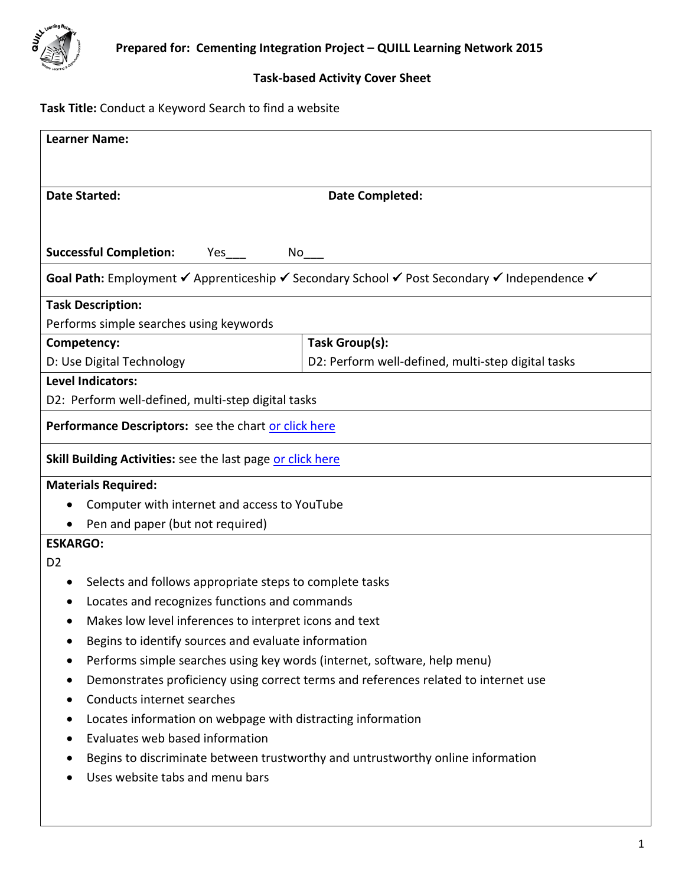**Prepared for: Cementing Integration Project – QUILL Learning Network 2015**

**Task-based Activity Cover Sheet**

**Task Title:** Conduct a Keyword Search to find a website

**Learner Name:**

**Date Started:** **Date Completed:**

**Successful Completion:** Yes___ No___

**Goal Path:** Employment ✔ Apprenticeship ✔ Secondary School ✔ Post Secondary ✔ Independence ✔

**Task Description:**

Performs simple searches using keywords

| **Competency:** | **Task Group(s):** |
|---|---|
| D: Use Digital Technology | D2: Perform well-defined, multi-step digital tasks |

**Level Indicators:**

D2: Perform well-defined, multi-step digital tasks

**Performance Descriptors:** see the chart [or click here]

**Skill Building Activities:** see the last page [or click here]

**Materials Required:**

- Computer with internet and access to YouTube
- Pen and paper (but not required)

**ESKARGO:**

D2

- Selects and follows appropriate steps to complete tasks
- Locates and recognizes functions and commands
- Makes low level inferences to interpret icons and text
- Begins to identify sources and evaluate information
- Performs simple searches using key words (internet, software, help menu)
- Demonstrates proficiency using correct terms and references related to internet use
- Conducts internet searches
- Locates information on webpage with distracting information
- Evaluates web based information
- Begins to discriminate between trustworthy and untrustworthy online information
- Uses website tabs and menu bars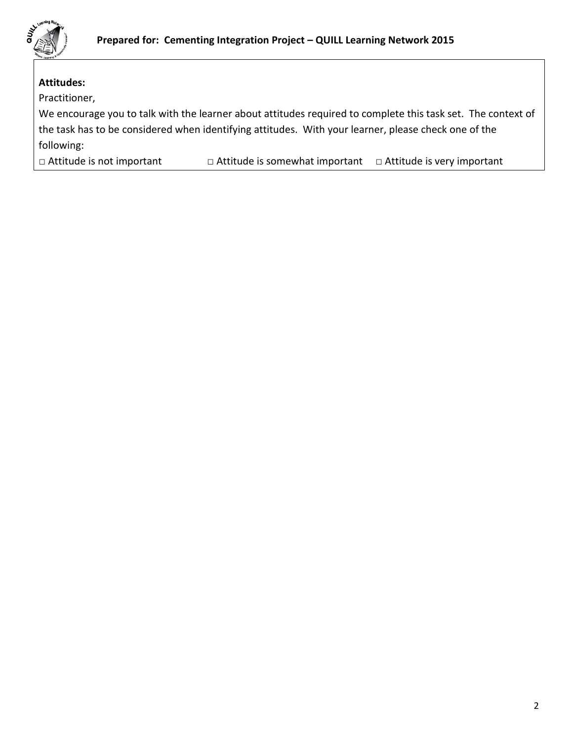**Attitudes:**

Practitioner,

We encourage you to talk with the learner about attitudes required to complete this task set. The context of the task has to be considered when identifying attitudes. With your learner, please check one of the following:

□ Attitude is not important □ Attitude is somewhat important □ Attitude is very important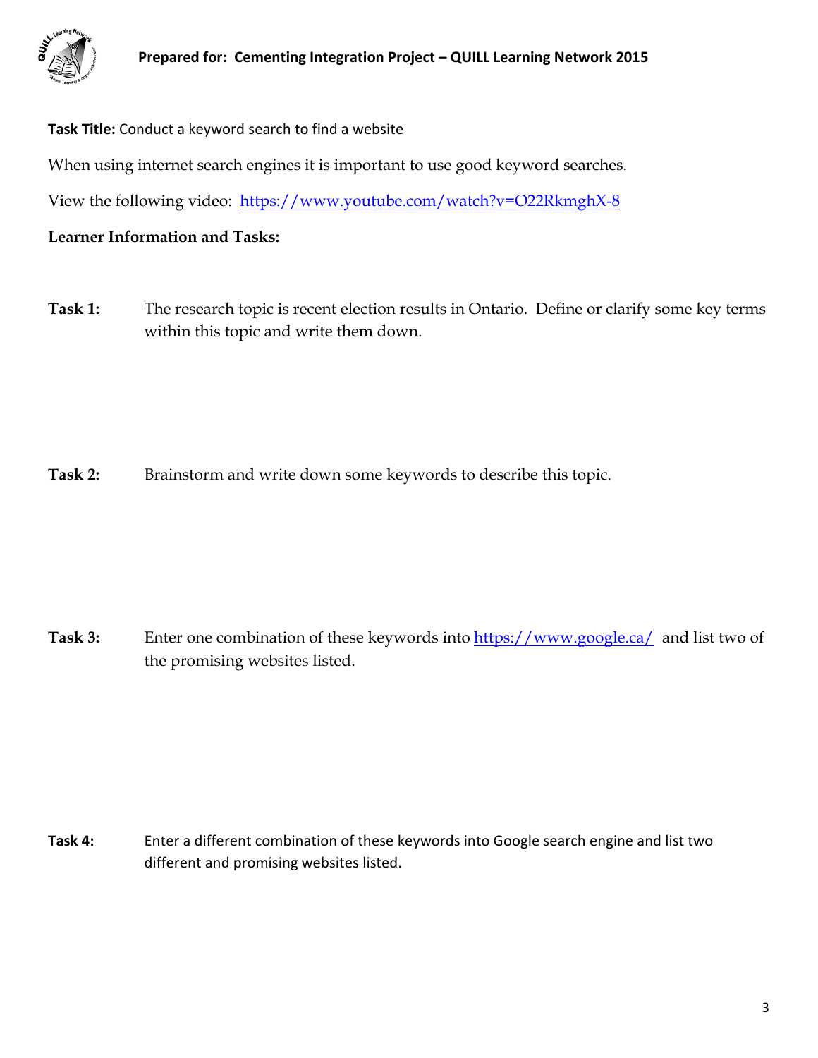**Task Title:** Conduct a keyword search to find a website

When using internet search engines it is important to use good keyword searches.

View the following video: https://www.youtube.com/watch?v=O22RkmghX-8

**Learner Information and Tasks:**

**Task 1:** The research topic is recent election results in Ontario. Define or clarify some key terms within this topic and write them down.

**Task 2:** Brainstorm and write down some keywords to describe this topic.

**Task 3:** Enter one combination of these keywords into https://www.google.ca/ and list two of the promising websites listed.

**Task 4:** Enter a different combination of these keywords into Google search engine and list two different and promising websites listed.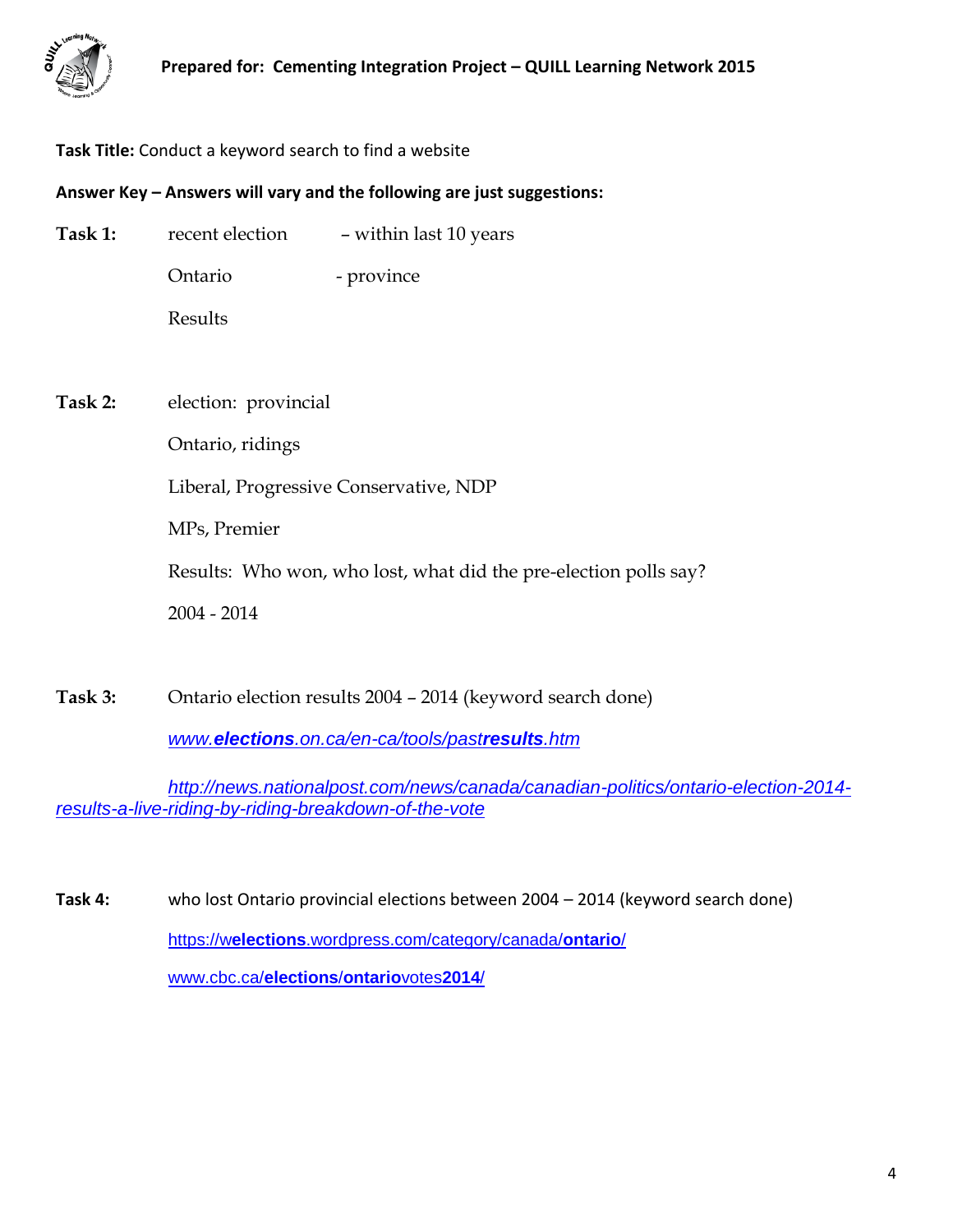**Task Title:** Conduct a keyword search to find a website

**Answer Key – Answers will vary and the following are just suggestions:**

**Task 1:** recent election – within last 10 years

Ontario - province

Results

**Task 2:** election: provincial

Ontario, ridings

Liberal, Progressive Conservative, NDP

MPs, Premier

Results: Who won, who lost, what did the pre-election polls say?

2004 - 2014

**Task 3:** Ontario election results 2004 – 2014 (keyword search done)

*www.**elections**.on.ca/en-ca/tools/past**results**.htm*

*http://news.nationalpost.com/news/canada/canadian-politics/ontario-election-2014-results-a-live-riding-by-riding-breakdown-of-the-vote*

**Task 4:** who lost Ontario provincial elections between 2004 – 2014 (keyword search done)

https://w**elections**.wordpress.com/category/canada/**ontario**/

www.cbc.ca/**elections**/**ontario**votes**2014**/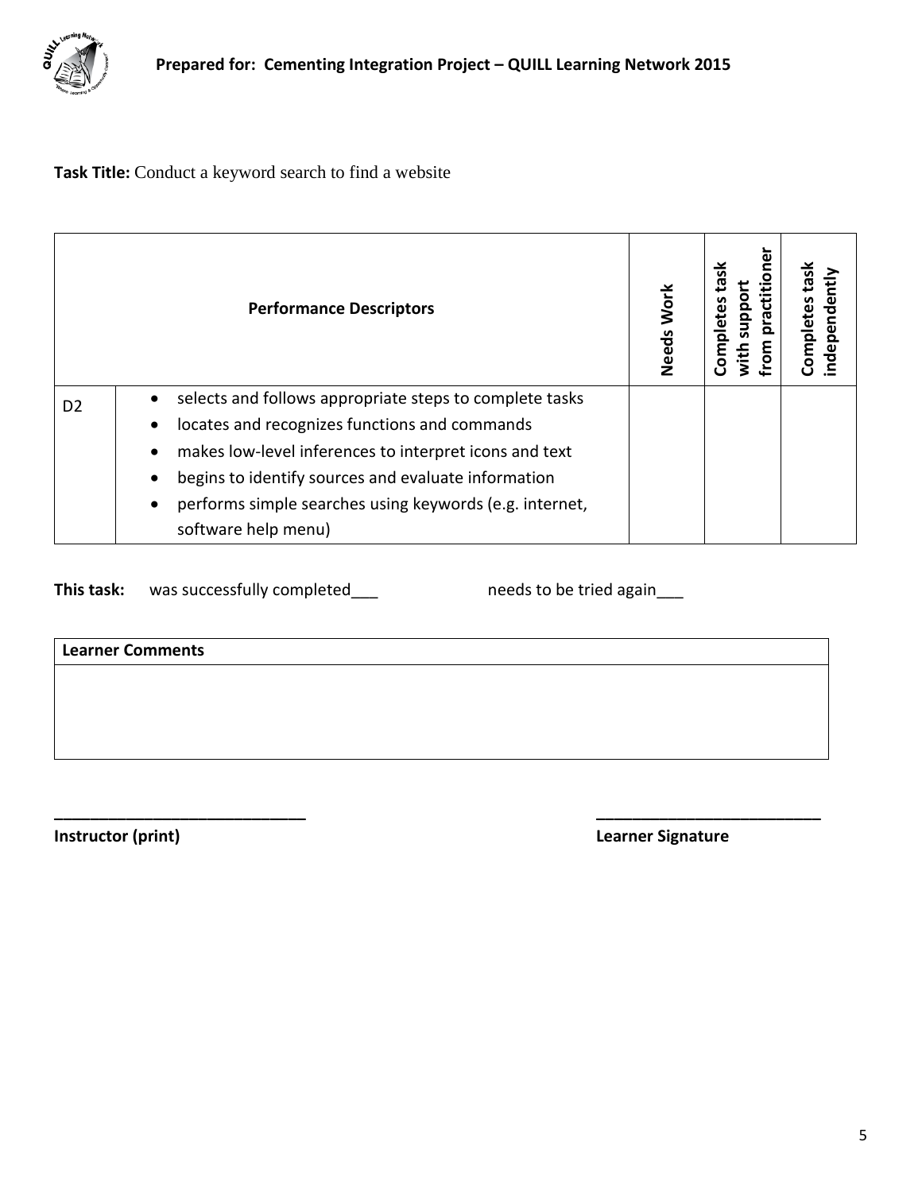**Task Title:** Conduct a keyword search to find a website

| | Performance Descriptors | Needs Work | Completes task with support from practitioner | Completes task independently |
|---|---|---|---|---|
| D2 | • selects and follows appropriate steps to complete tasks<br>• locates and recognizes functions and commands<br>• makes low-level inferences to interpret icons and text<br>• begins to identify sources and evaluate information<br>• performs simple searches using keywords (e.g. internet, software help menu) | | | |

**This task:** was successfully completed___ needs to be tried again___

| Learner Comments |
|---|
| |

_____________________________ _________________________

**Instructor (print)** **Learner Signature**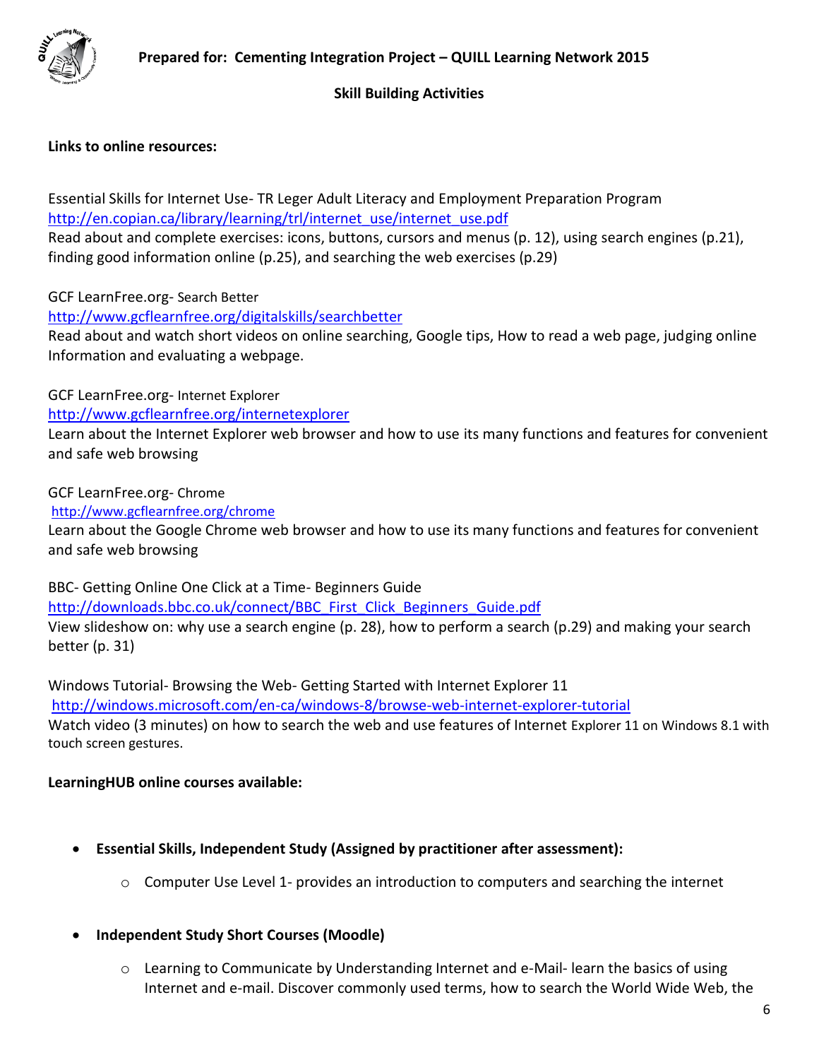**Prepared for: Cementing Integration Project – QUILL Learning Network 2015**

**Skill Building Activities**

**Links to online resources:**

Essential Skills for Internet Use- TR Leger Adult Literacy and Employment Preparation Program
http://en.copian.ca/library/learning/trl/internet_use/internet_use.pdf
Read about and complete exercises: icons, buttons, cursors and menus (p. 12), using search engines (p.21), finding good information online (p.25), and searching the web exercises (p.29)

GCF LearnFree.org- Search Better
http://www.gcflearnfree.org/digitalskills/searchbetter
Read about and watch short videos on online searching, Google tips, How to read a web page, judging online Information and evaluating a webpage.

GCF LearnFree.org- Internet Explorer
http://www.gcflearnfree.org/internetexplorer
Learn about the Internet Explorer web browser and how to use its many functions and features for convenient and safe web browsing

GCF LearnFree.org- Chrome
http://www.gcflearnfree.org/chrome
Learn about the Google Chrome web browser and how to use its many functions and features for convenient and safe web browsing

BBC- Getting Online One Click at a Time- Beginners Guide
http://downloads.bbc.co.uk/connect/BBC_First_Click_Beginners_Guide.pdf
View slideshow on: why use a search engine (p. 28), how to perform a search (p.29) and making your search better (p. 31)

Windows Tutorial- Browsing the Web- Getting Started with Internet Explorer 11
http://windows.microsoft.com/en-ca/windows-8/browse-web-internet-explorer-tutorial
Watch video (3 minutes) on how to search the web and use features of Internet Explorer 11 on Windows 8.1 with touch screen gestures.

**LearningHUB online courses available:**

- **Essential Skills, Independent Study (Assigned by practitioner after assessment):**
  - Computer Use Level 1- provides an introduction to computers and searching the internet
- **Independent Study Short Courses (Moodle)**
  - Learning to Communicate by Understanding Internet and e-Mail- learn the basics of using Internet and e-mail. Discover commonly used terms, how to search the World Wide Web, the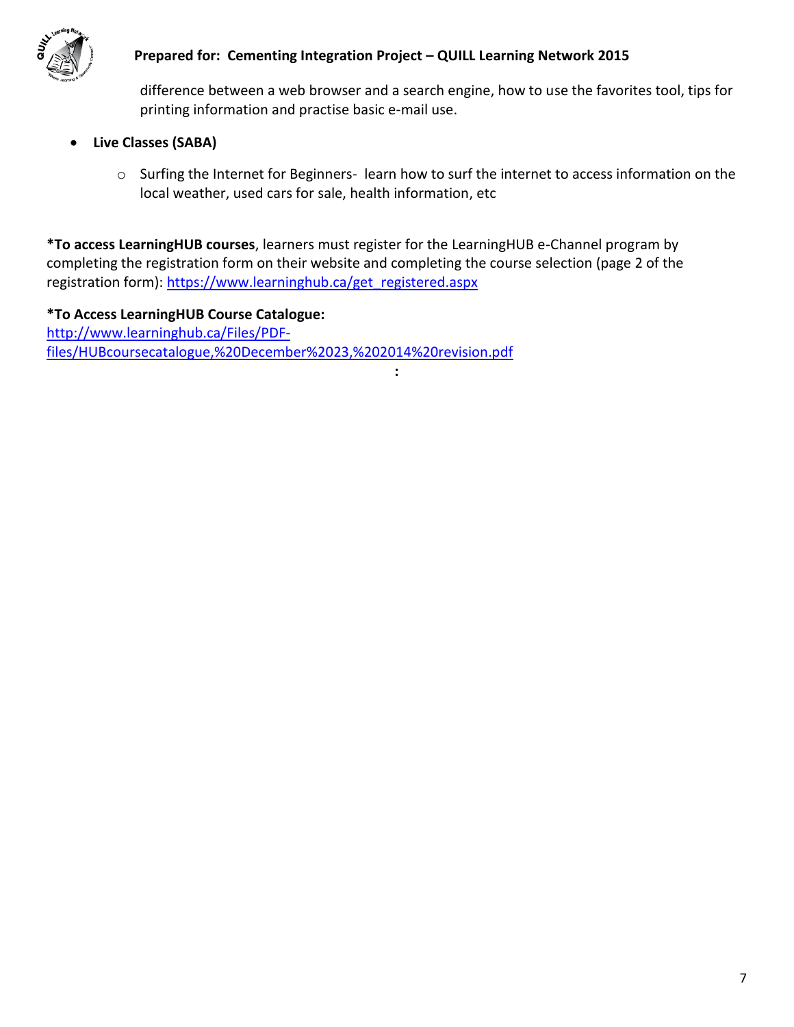difference between a web browser and a search engine, how to use the favorites tool, tips for printing information and practise basic e-mail use.

- **Live Classes (SABA)**
  - Surfing the Internet for Beginners- learn how to surf the internet to access information on the local weather, used cars for sale, health information, etc

***To access LearningHUB courses**, learners must register for the LearningHUB e-Channel program by completing the registration form on their website and completing the course selection (page 2 of the registration form): https://www.learninghub.ca/get_registered.aspx

***To Access LearningHUB Course Catalogue:**
http://www.learninghub.ca/Files/PDF-files/HUBcoursecatalogue,%20December%2023,%202014%20revision.pdf

**:**